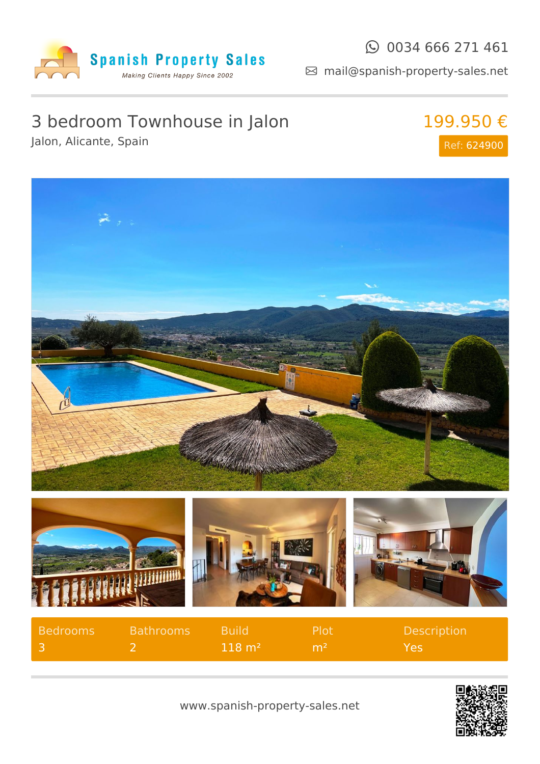Spanish Property Sales

*Making Clients Happy Since 2002*

0034 666 271 461

mail@spanish-property-sales.net

# 3 bedroom Townhouse in Jalon

Jalon, Alicante, Spain

**199.950 €**

Ref: 624900

| Bedrooms | Bathrooms | Build | Plot | Description |
|---|---|---|---|---|
| 3 | 2 | 118 m² | m² | Yes |

www.spanish-property-sales.net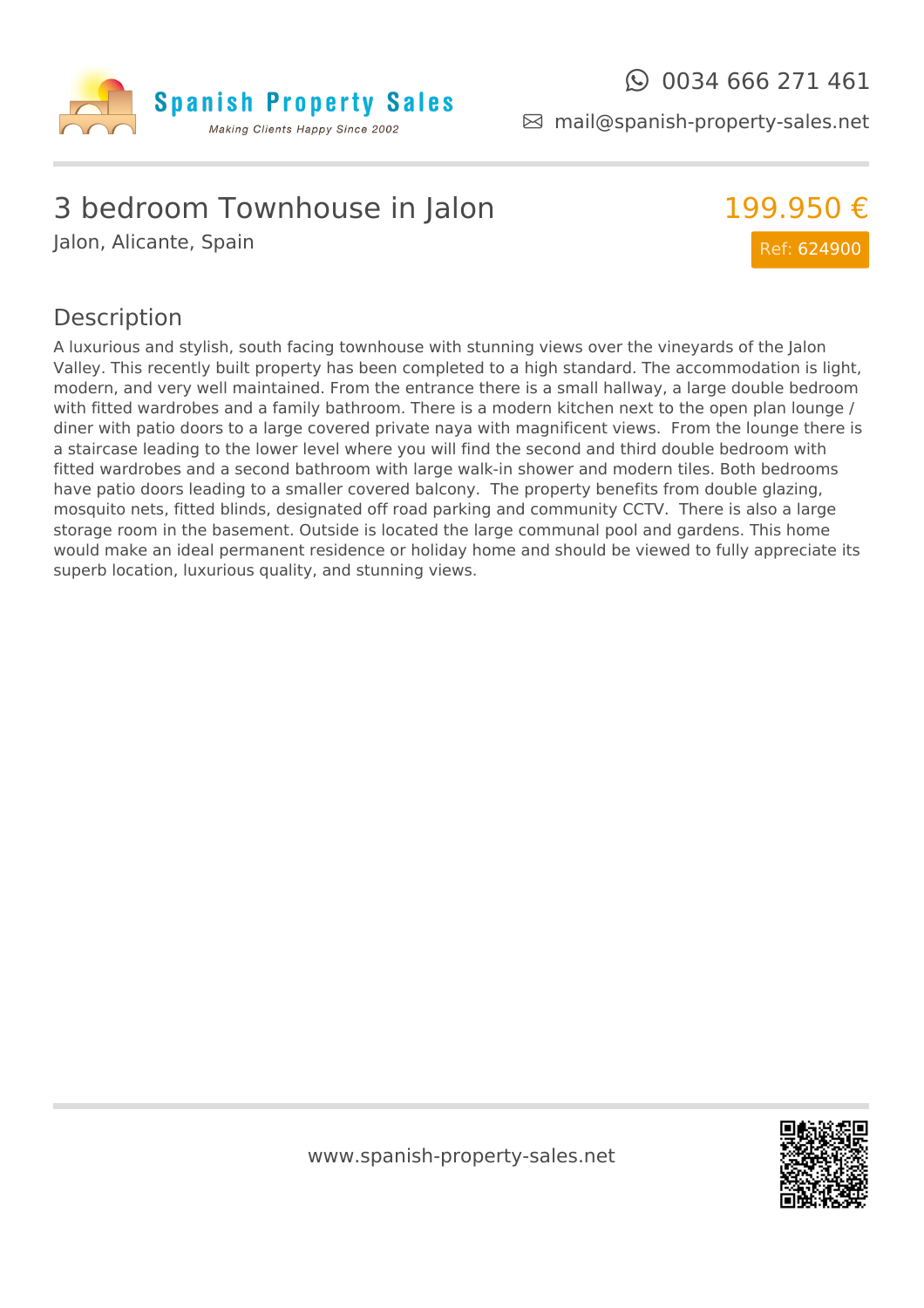# 3 bedroom Townhouse in Jalon

Jalon, Alicante, Spain

199.950 €

Ref: 624900

## Description

A luxurious and stylish, south facing townhouse with stunning views over the vineyards of the Jalon Valley. This recently built property has been completed to a high standard. The accommodation is light, modern, and very well maintained. From the entrance there is a small hallway, a large double bedroom with fitted wardrobes and a family bathroom. There is a modern kitchen next to the open plan lounge / diner with patio doors to a large covered private naya with magnificent views. From the lounge there is a staircase leading to the lower level where you will find the second and third double bedroom with fitted wardrobes and a second bathroom with large walk-in shower and modern tiles. Both bedrooms have patio doors leading to a smaller covered balcony. The property benefits from double glazing, mosquito nets, fitted blinds, designated off road parking and community CCTV. There is also a large storage room in the basement. Outside is located the large communal pool and gardens. This home would make an ideal permanent residence or holiday home and should be viewed to fully appreciate its superb location, luxurious quality, and stunning views.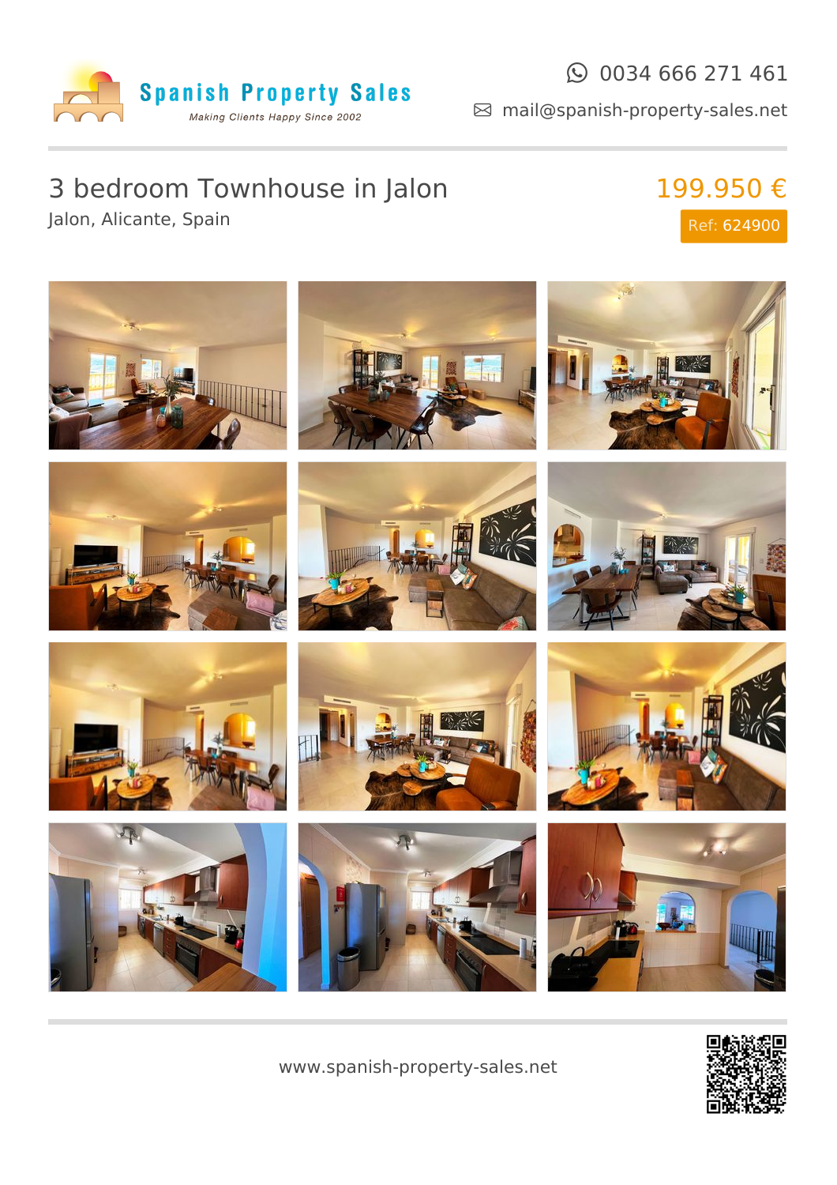Spanish Property Sales

*Making Clients Happy Since 2002*

0034 666 271 461

mail@spanish-property-sales.net

# 3 bedroom Townhouse in Jalon

Jalon, Alicante, Spain

199.950 €

Ref: 624900

www.spanish-property-sales.net